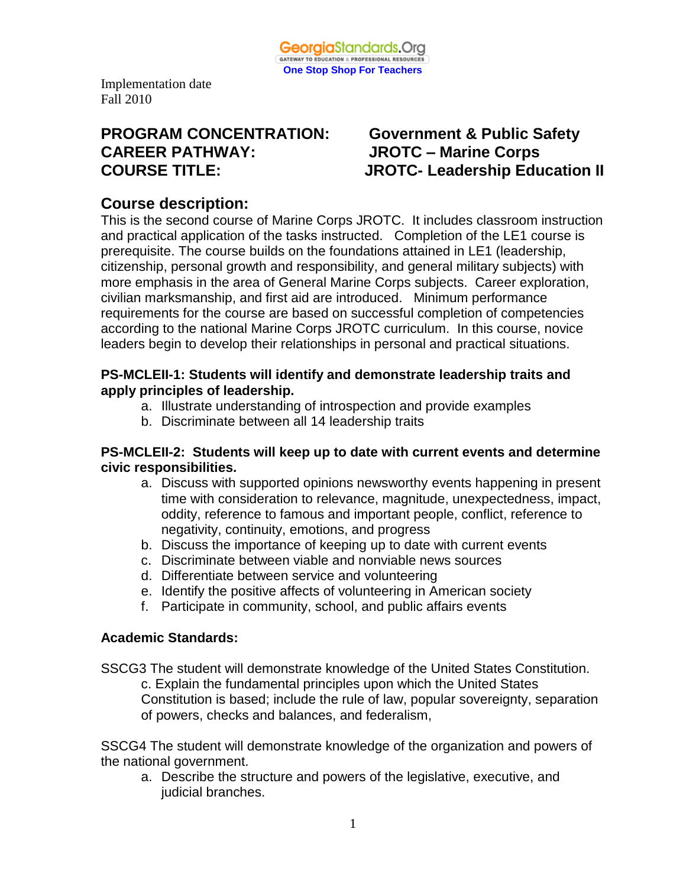GeorgiaStandards.Org
GATEWAY TO EDUCATION & PROFESSIONAL RESOURCES
One Stop Shop For Teachers

Implementation date
Fall 2010

**PROGRAM CONCENTRATION: Government & Public Safety**
**CAREER PATHWAY: JROTC – Marine Corps**
**COURSE TITLE: JROTC- Leadership Education II**

## Course description:

This is the second course of Marine Corps JROTC. It includes classroom instruction and practical application of the tasks instructed. Completion of the LE1 course is prerequisite. The course builds on the foundations attained in LE1 (leadership, citizenship, personal growth and responsibility, and general military subjects) with more emphasis in the area of General Marine Corps subjects. Career exploration, civilian marksmanship, and first aid are introduced. Minimum performance requirements for the course are based on successful completion of competencies according to the national Marine Corps JROTC curriculum. In this course, novice leaders begin to develop their relationships in personal and practical situations.

**PS-MCLEII-1: Students will identify and demonstrate leadership traits and apply principles of leadership.**

a. Illustrate understanding of introspection and provide examples
b. Discriminate between all 14 leadership traits

**PS-MCLEII-2: Students will keep up to date with current events and determine civic responsibilities.**

a. Discuss with supported opinions newsworthy events happening in present time with consideration to relevance, magnitude, unexpectedness, impact, oddity, reference to famous and important people, conflict, reference to negativity, continuity, emotions, and progress
b. Discuss the importance of keeping up to date with current events
c. Discriminate between viable and nonviable news sources
d. Differentiate between service and volunteering
e. Identify the positive affects of volunteering in American society
f. Participate in community, school, and public affairs events

**Academic Standards:**

SSCG3 The student will demonstrate knowledge of the United States Constitution.

c. Explain the fundamental principles upon which the United States Constitution is based; include the rule of law, popular sovereignty, separation of powers, checks and balances, and federalism,

SSCG4 The student will demonstrate knowledge of the organization and powers of the national government.

a. Describe the structure and powers of the legislative, executive, and judicial branches.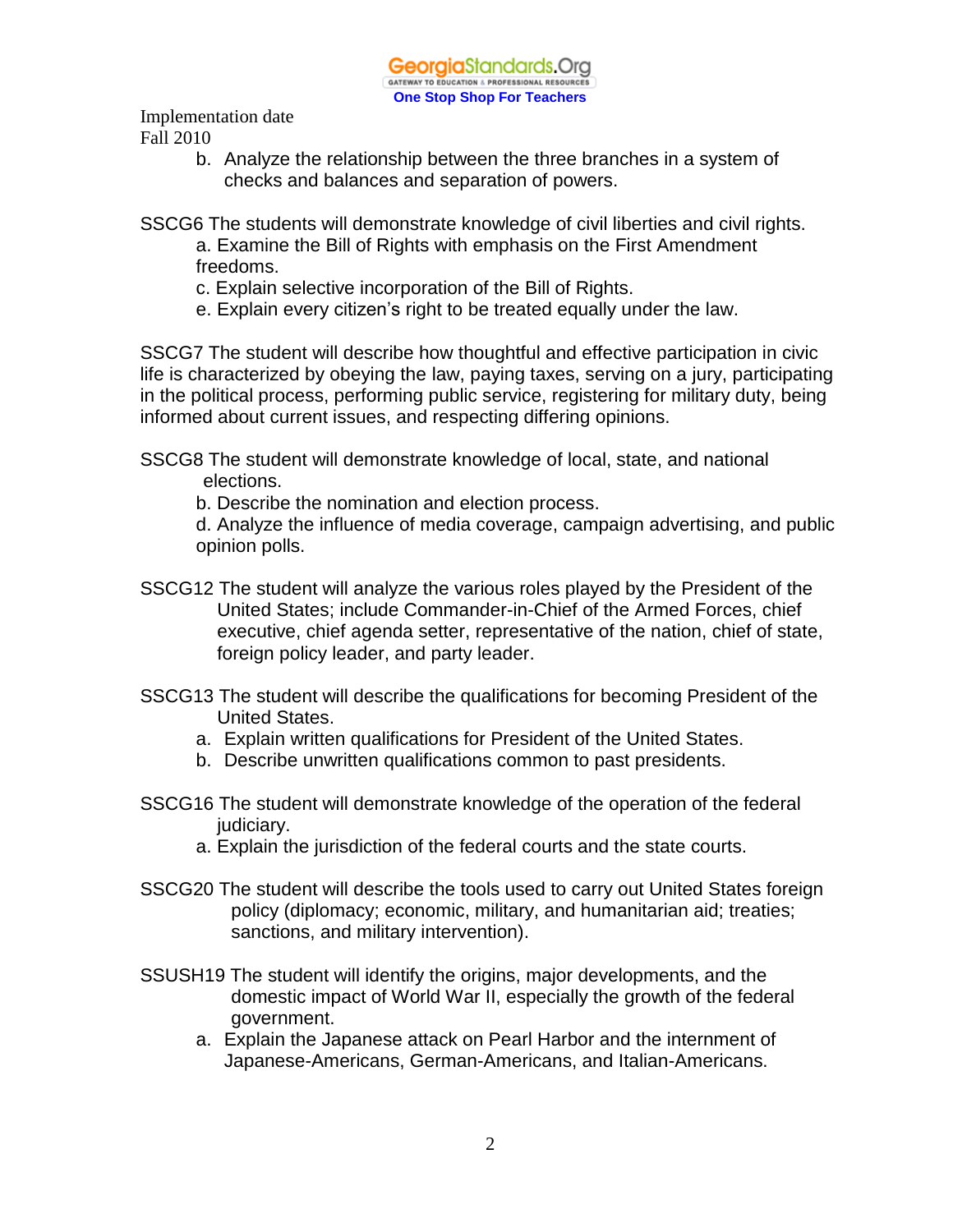Implementation date
Fall 2010

b. Analyze the relationship between the three branches in a system of checks and balances and separation of powers.

SSCG6 The students will demonstrate knowledge of civil liberties and civil rights.

a. Examine the Bill of Rights with emphasis on the First Amendment freedoms.
c. Explain selective incorporation of the Bill of Rights.
e. Explain every citizen's right to be treated equally under the law.

SSCG7 The student will describe how thoughtful and effective participation in civic life is characterized by obeying the law, paying taxes, serving on a jury, participating in the political process, performing public service, registering for military duty, being informed about current issues, and respecting differing opinions.

SSCG8 The student will demonstrate knowledge of local, state, and national elections.

b. Describe the nomination and election process.
d. Analyze the influence of media coverage, campaign advertising, and public opinion polls.

SSCG12 The student will analyze the various roles played by the President of the United States; include Commander-in-Chief of the Armed Forces, chief executive, chief agenda setter, representative of the nation, chief of state, foreign policy leader, and party leader.

SSCG13 The student will describe the qualifications for becoming President of the United States.

a. Explain written qualifications for President of the United States.
b. Describe unwritten qualifications common to past presidents.

SSCG16 The student will demonstrate knowledge of the operation of the federal judiciary.

a. Explain the jurisdiction of the federal courts and the state courts.

SSCG20 The student will describe the tools used to carry out United States foreign policy (diplomacy; economic, military, and humanitarian aid; treaties; sanctions, and military intervention).

SSUSH19 The student will identify the origins, major developments, and the domestic impact of World War II, especially the growth of the federal government.

a. Explain the Japanese attack on Pearl Harbor and the internment of Japanese-Americans, German-Americans, and Italian-Americans.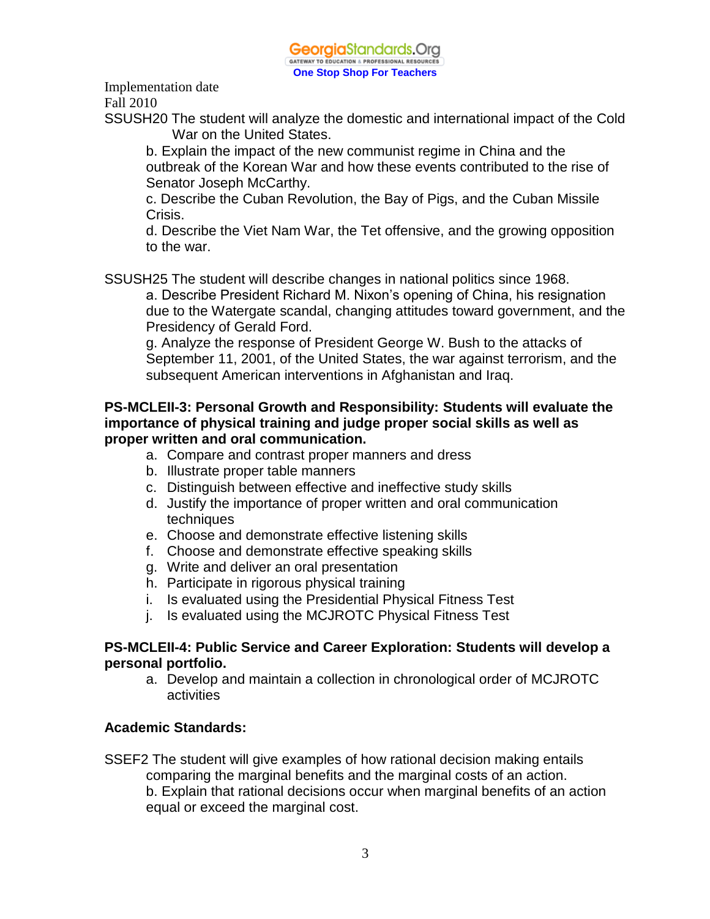Implementation date
Fall 2010

SSUSH20 The student will analyze the domestic and international impact of the Cold War on the United States.

b. Explain the impact of the new communist regime in China and the outbreak of the Korean War and how these events contributed to the rise of Senator Joseph McCarthy.

c. Describe the Cuban Revolution, the Bay of Pigs, and the Cuban Missile Crisis.

d. Describe the Viet Nam War, the Tet offensive, and the growing opposition to the war.

SSUSH25 The student will describe changes in national politics since 1968.

a. Describe President Richard M. Nixon's opening of China, his resignation due to the Watergate scandal, changing attitudes toward government, and the Presidency of Gerald Ford.

g. Analyze the response of President George W. Bush to the attacks of September 11, 2001, of the United States, the war against terrorism, and the subsequent American interventions in Afghanistan and Iraq.

**PS-MCLEII-3: Personal Growth and Responsibility: Students will evaluate the importance of physical training and judge proper social skills as well as proper written and oral communication.**

a. Compare and contrast proper manners and dress
b. Illustrate proper table manners
c. Distinguish between effective and ineffective study skills
d. Justify the importance of proper written and oral communication techniques
e. Choose and demonstrate effective listening skills
f. Choose and demonstrate effective speaking skills
g. Write and deliver an oral presentation
h. Participate in rigorous physical training
i. Is evaluated using the Presidential Physical Fitness Test
j. Is evaluated using the MCJROTC Physical Fitness Test

**PS-MCLEII-4: Public Service and Career Exploration: Students will develop a personal portfolio.**

a. Develop and maintain a collection in chronological order of MCJROTC activities

**Academic Standards:**

SSEF2 The student will give examples of how rational decision making entails comparing the marginal benefits and the marginal costs of an action.

b. Explain that rational decisions occur when marginal benefits of an action equal or exceed the marginal cost.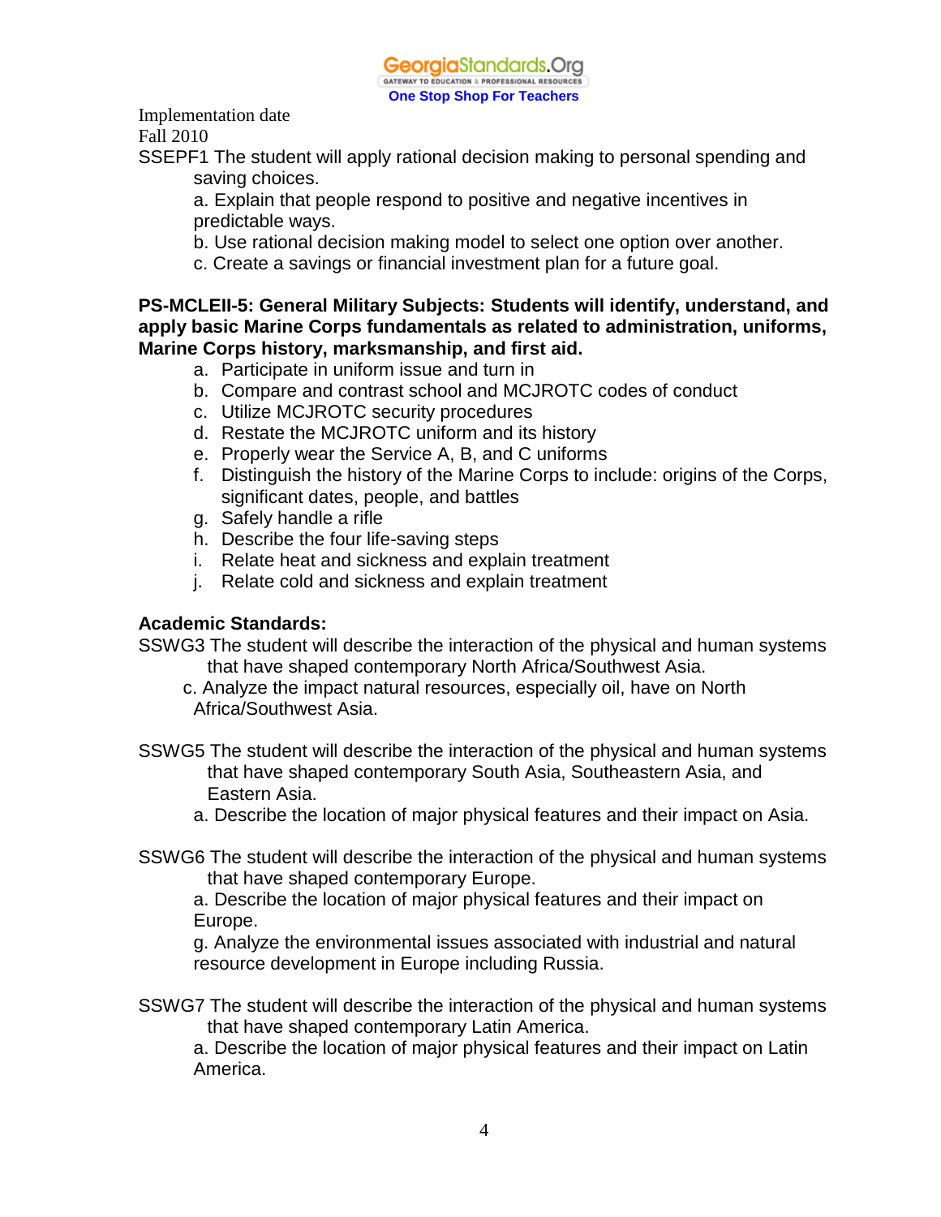Implementation date
Fall 2010

SSEPF1 The student will apply rational decision making to personal spending and saving choices.

a. Explain that people respond to positive and negative incentives in predictable ways.

b. Use rational decision making model to select one option over another.

c. Create a savings or financial investment plan for a future goal.

**PS-MCLEII-5: General Military Subjects: Students will identify, understand, and apply basic Marine Corps fundamentals as related to administration, uniforms, Marine Corps history, marksmanship, and first aid.**

a. Participate in uniform issue and turn in
b. Compare and contrast school and MCJROTC codes of conduct
c. Utilize MCJROTC security procedures
d. Restate the MCJROTC uniform and its history
e. Properly wear the Service A, B, and C uniforms
f. Distinguish the history of the Marine Corps to include: origins of the Corps, significant dates, people, and battles
g. Safely handle a rifle
h. Describe the four life-saving steps
i. Relate heat and sickness and explain treatment
j. Relate cold and sickness and explain treatment

**Academic Standards:**

SSWG3 The student will describe the interaction of the physical and human systems that have shaped contemporary North Africa/Southwest Asia.

c. Analyze the impact natural resources, especially oil, have on North Africa/Southwest Asia.

SSWG5 The student will describe the interaction of the physical and human systems that have shaped contemporary South Asia, Southeastern Asia, and Eastern Asia.

a. Describe the location of major physical features and their impact on Asia.

SSWG6 The student will describe the interaction of the physical and human systems that have shaped contemporary Europe.

a. Describe the location of major physical features and their impact on Europe.

g. Analyze the environmental issues associated with industrial and natural resource development in Europe including Russia.

SSWG7 The student will describe the interaction of the physical and human systems that have shaped contemporary Latin America.

a. Describe the location of major physical features and their impact on Latin America.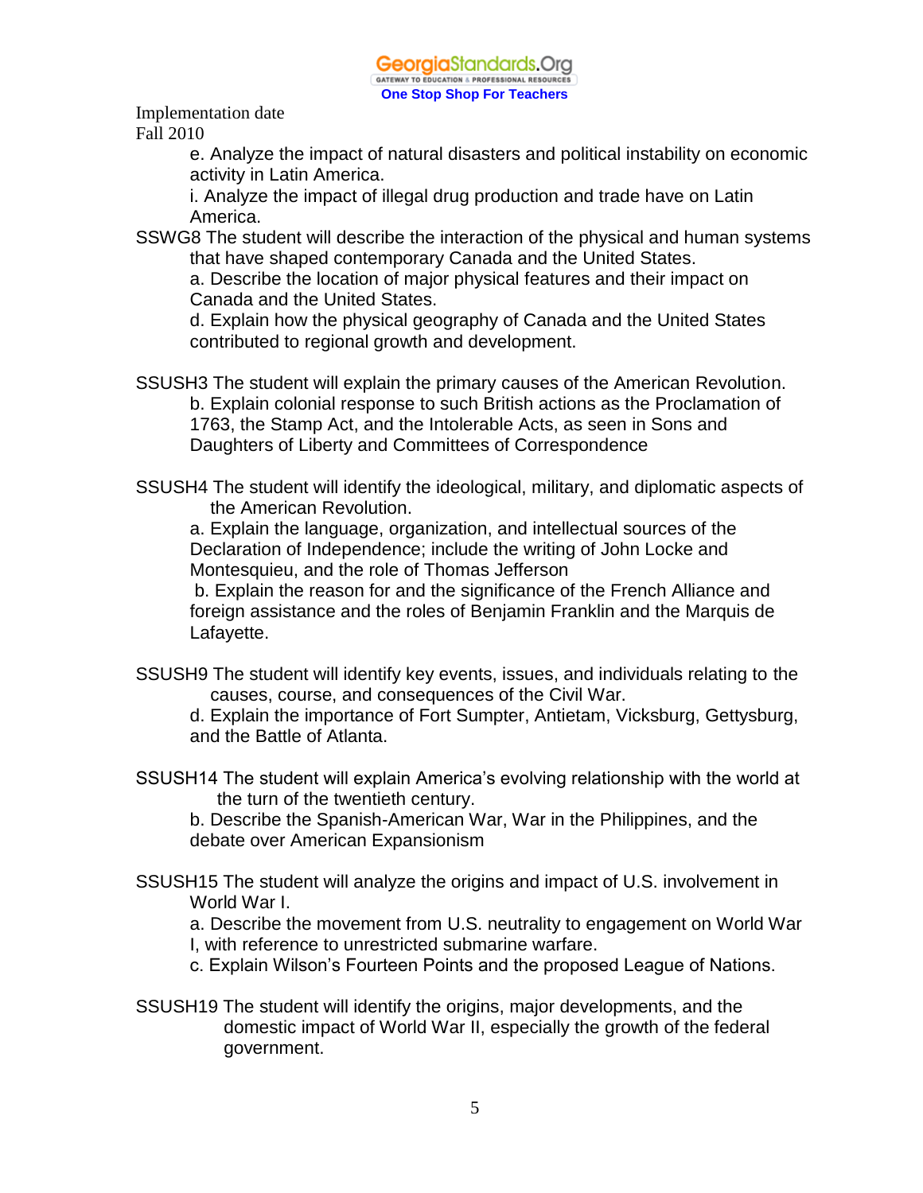Implementation date
Fall 2010

e. Analyze the impact of natural disasters and political instability on economic activity in Latin America.

i. Analyze the impact of illegal drug production and trade have on Latin America.

SSWG8 The student will describe the interaction of the physical and human systems that have shaped contemporary Canada and the United States.

a. Describe the location of major physical features and their impact on Canada and the United States.

d. Explain how the physical geography of Canada and the United States contributed to regional growth and development.

SSUSH3 The student will explain the primary causes of the American Revolution.

b. Explain colonial response to such British actions as the Proclamation of 1763, the Stamp Act, and the Intolerable Acts, as seen in Sons and Daughters of Liberty and Committees of Correspondence

SSUSH4 The student will identify the ideological, military, and diplomatic aspects of the American Revolution.

a. Explain the language, organization, and intellectual sources of the Declaration of Independence; include the writing of John Locke and Montesquieu, and the role of Thomas Jefferson

b. Explain the reason for and the significance of the French Alliance and foreign assistance and the roles of Benjamin Franklin and the Marquis de Lafayette.

SSUSH9 The student will identify key events, issues, and individuals relating to the causes, course, and consequences of the Civil War.

d. Explain the importance of Fort Sumpter, Antietam, Vicksburg, Gettysburg, and the Battle of Atlanta.

SSUSH14 The student will explain America's evolving relationship with the world at the turn of the twentieth century.

b. Describe the Spanish-American War, War in the Philippines, and the debate over American Expansionism

SSUSH15 The student will analyze the origins and impact of U.S. involvement in World War I.

a. Describe the movement from U.S. neutrality to engagement on World War I, with reference to unrestricted submarine warfare.

c. Explain Wilson's Fourteen Points and the proposed League of Nations.

SSUSH19 The student will identify the origins, major developments, and the domestic impact of World War II, especially the growth of the federal government.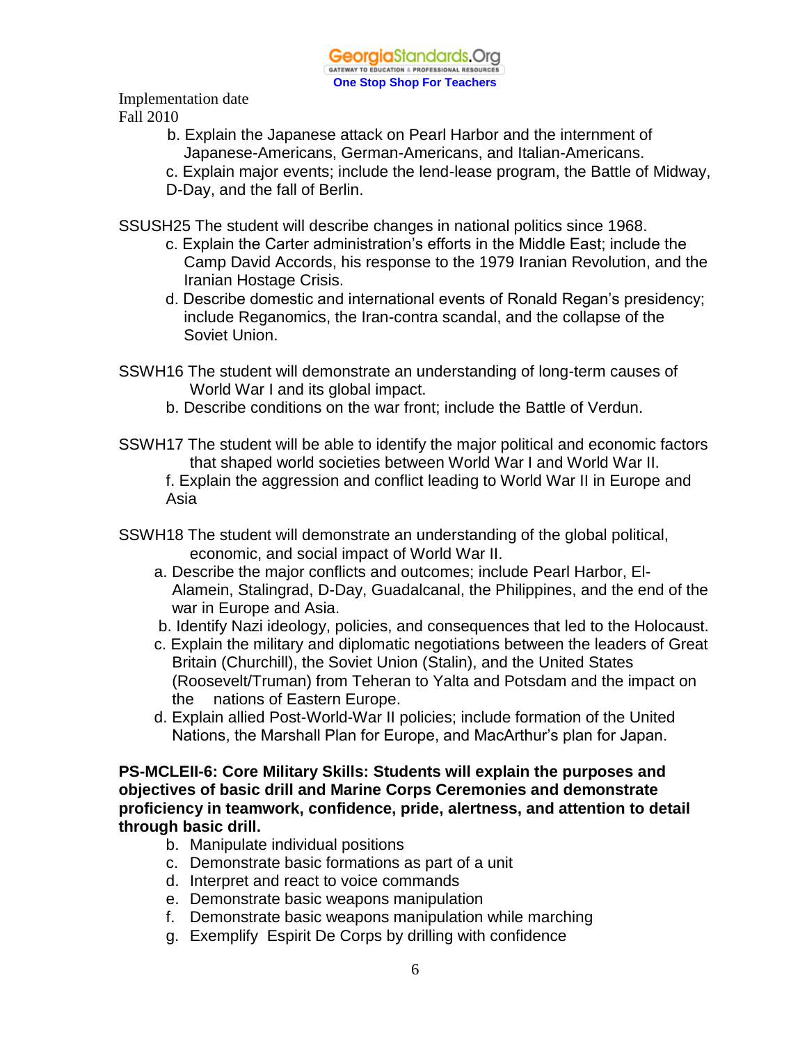Implementation date
Fall 2010

b. Explain the Japanese attack on Pearl Harbor and the internment of Japanese-Americans, German-Americans, and Italian-Americans.
c. Explain major events; include the lend-lease program, the Battle of Midway, D-Day, and the fall of Berlin.

SSUSH25 The student will describe changes in national politics since 1968.

c. Explain the Carter administration's efforts in the Middle East; include the Camp David Accords, his response to the 1979 Iranian Revolution, and the Iranian Hostage Crisis.
d. Describe domestic and international events of Ronald Regan's presidency; include Reganomics, the Iran-contra scandal, and the collapse of the Soviet Union.

SSWH16 The student will demonstrate an understanding of long-term causes of World War I and its global impact.

b. Describe conditions on the war front; include the Battle of Verdun.

SSWH17 The student will be able to identify the major political and economic factors that shaped world societies between World War I and World War II.

f. Explain the aggression and conflict leading to World War II in Europe and Asia

SSWH18 The student will demonstrate an understanding of the global political, economic, and social impact of World War II.

a. Describe the major conflicts and outcomes; include Pearl Harbor, El-Alamein, Stalingrad, D-Day, Guadalcanal, the Philippines, and the end of the war in Europe and Asia.
b. Identify Nazi ideology, policies, and consequences that led to the Holocaust.
c. Explain the military and diplomatic negotiations between the leaders of Great Britain (Churchill), the Soviet Union (Stalin), and the United States (Roosevelt/Truman) from Teheran to Yalta and Potsdam and the impact on the nations of Eastern Europe.
d. Explain allied Post-World-War II policies; include formation of the United Nations, the Marshall Plan for Europe, and MacArthur's plan for Japan.

**PS-MCLEII-6: Core Military Skills: Students will explain the purposes and objectives of basic drill and Marine Corps Ceremonies and demonstrate proficiency in teamwork, confidence, pride, alertness, and attention to detail through basic drill.**

b. Manipulate individual positions
c. Demonstrate basic formations as part of a unit
d. Interpret and react to voice commands
e. Demonstrate basic weapons manipulation
f. Demonstrate basic weapons manipulation while marching
g. Exemplify Espirit De Corps by drilling with confidence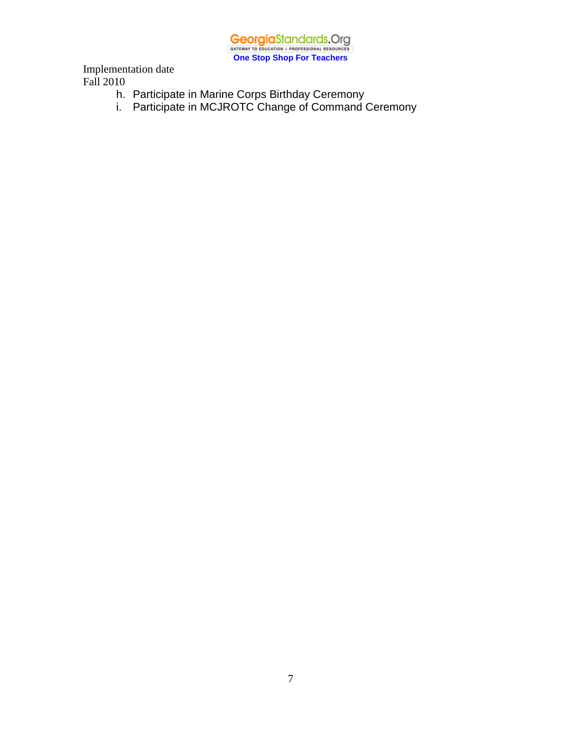Implementation date
Fall 2010

h. Participate in Marine Corps Birthday Ceremony
i. Participate in MCJROTC Change of Command Ceremony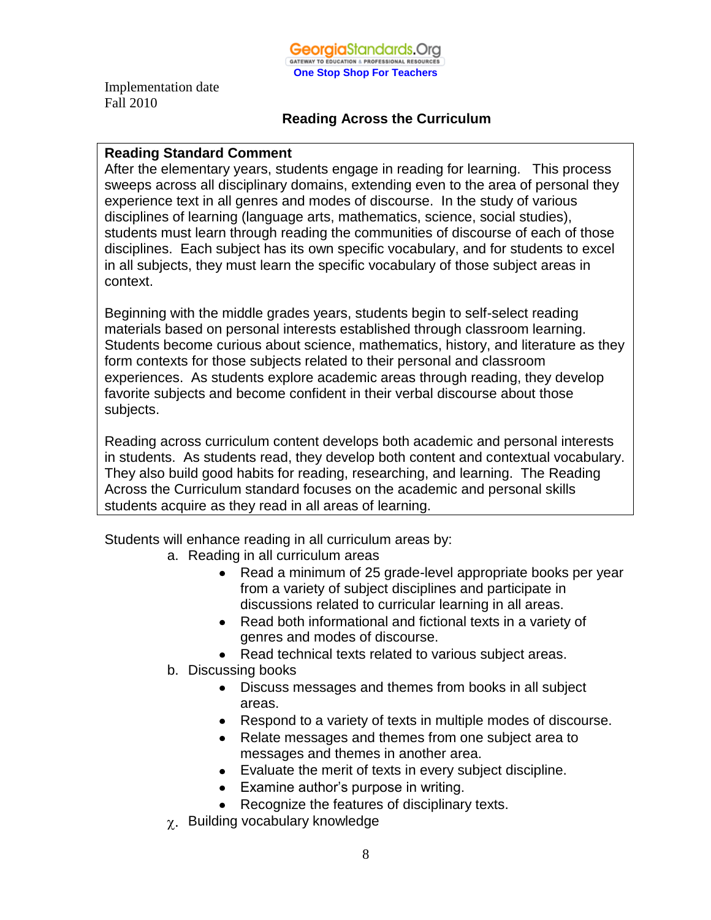GeorgiaStandards.Org
GATEWAY TO EDUCATION & PROFESSIONAL RESOURCES
One Stop Shop For Teachers

Implementation date
Fall 2010

## Reading Across the Curriculum

**Reading Standard Comment**
After the elementary years, students engage in reading for learning. This process sweeps across all disciplinary domains, extending even to the area of personal they experience text in all genres and modes of discourse. In the study of various disciplines of learning (language arts, mathematics, science, social studies), students must learn through reading the communities of discourse of each of those disciplines. Each subject has its own specific vocabulary, and for students to excel in all subjects, they must learn the specific vocabulary of those subject areas in context.

Beginning with the middle grades years, students begin to self-select reading materials based on personal interests established through classroom learning. Students become curious about science, mathematics, history, and literature as they form contexts for those subjects related to their personal and classroom experiences. As students explore academic areas through reading, they develop favorite subjects and become confident in their verbal discourse about those subjects.

Reading across curriculum content develops both academic and personal interests in students. As students read, they develop both content and contextual vocabulary. They also build good habits for reading, researching, and learning. The Reading Across the Curriculum standard focuses on the academic and personal skills students acquire as they read in all areas of learning.

Students will enhance reading in all curriculum areas by:

a. Reading in all curriculum areas
   - Read a minimum of 25 grade-level appropriate books per year from a variety of subject disciplines and participate in discussions related to curricular learning in all areas.
   - Read both informational and fictional texts in a variety of genres and modes of discourse.
   - Read technical texts related to various subject areas.

b. Discussing books
   - Discuss messages and themes from books in all subject areas.
   - Respond to a variety of texts in multiple modes of discourse.
   - Relate messages and themes from one subject area to messages and themes in another area.
   - Evaluate the merit of texts in every subject discipline.
   - Examine author's purpose in writing.
   - Recognize the features of disciplinary texts.

χ. Building vocabulary knowledge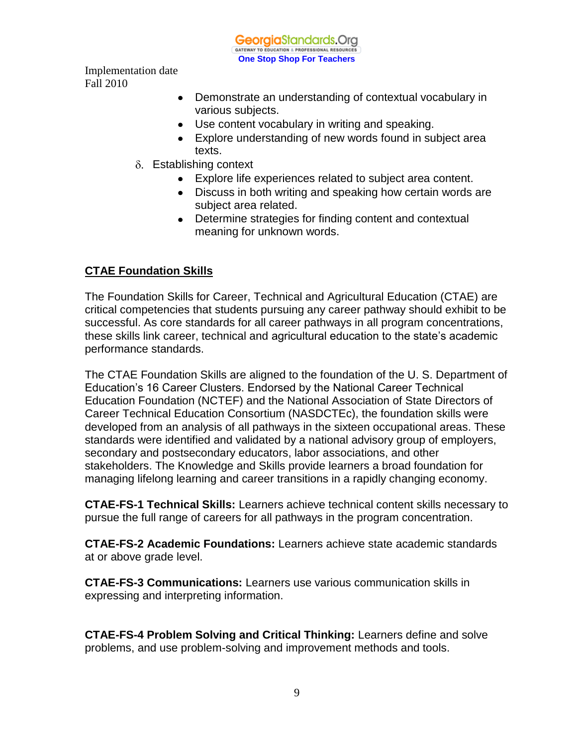- Demonstrate an understanding of contextual vocabulary in various subjects.
- Use content vocabulary in writing and speaking.
- Explore understanding of new words found in subject area texts.

δ. Establishing context

- Explore life experiences related to subject area content.
- Discuss in both writing and speaking how certain words are subject area related.
- Determine strategies for finding content and contextual meaning for unknown words.

**CTAE Foundation Skills**

The Foundation Skills for Career, Technical and Agricultural Education (CTAE) are critical competencies that students pursuing any career pathway should exhibit to be successful. As core standards for all career pathways in all program concentrations, these skills link career, technical and agricultural education to the state's academic performance standards.

The CTAE Foundation Skills are aligned to the foundation of the U. S. Department of Education's 16 Career Clusters. Endorsed by the National Career Technical Education Foundation (NCTEF) and the National Association of State Directors of Career Technical Education Consortium (NASDCTEc), the foundation skills were developed from an analysis of all pathways in the sixteen occupational areas. These standards were identified and validated by a national advisory group of employers, secondary and postsecondary educators, labor associations, and other stakeholders. The Knowledge and Skills provide learners a broad foundation for managing lifelong learning and career transitions in a rapidly changing economy.

**CTAE-FS-1 Technical Skills:** Learners achieve technical content skills necessary to pursue the full range of careers for all pathways in the program concentration.

**CTAE-FS-2 Academic Foundations:** Learners achieve state academic standards at or above grade level.

**CTAE-FS-3 Communications:** Learners use various communication skills in expressing and interpreting information.

**CTAE-FS-4 Problem Solving and Critical Thinking:** Learners define and solve problems, and use problem-solving and improvement methods and tools.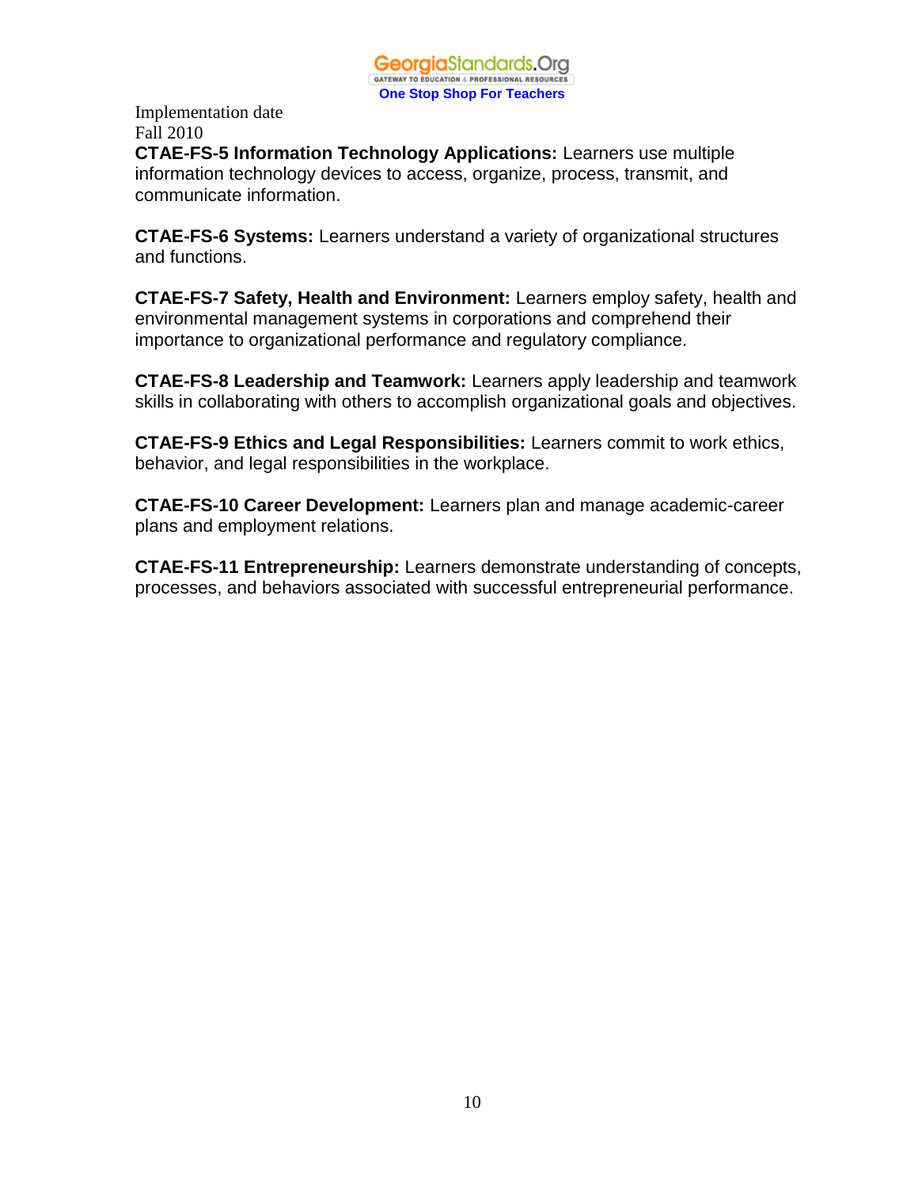Implementation date
Fall 2010

**CTAE-FS-5 Information Technology Applications:** Learners use multiple information technology devices to access, organize, process, transmit, and communicate information.

**CTAE-FS-6 Systems:** Learners understand a variety of organizational structures and functions.

**CTAE-FS-7 Safety, Health and Environment:** Learners employ safety, health and environmental management systems in corporations and comprehend their importance to organizational performance and regulatory compliance.

**CTAE-FS-8 Leadership and Teamwork:** Learners apply leadership and teamwork skills in collaborating with others to accomplish organizational goals and objectives.

**CTAE-FS-9 Ethics and Legal Responsibilities:** Learners commit to work ethics, behavior, and legal responsibilities in the workplace.

**CTAE-FS-10 Career Development:** Learners plan and manage academic-career plans and employment relations.

**CTAE-FS-11 Entrepreneurship:** Learners demonstrate understanding of concepts, processes, and behaviors associated with successful entrepreneurial performance.